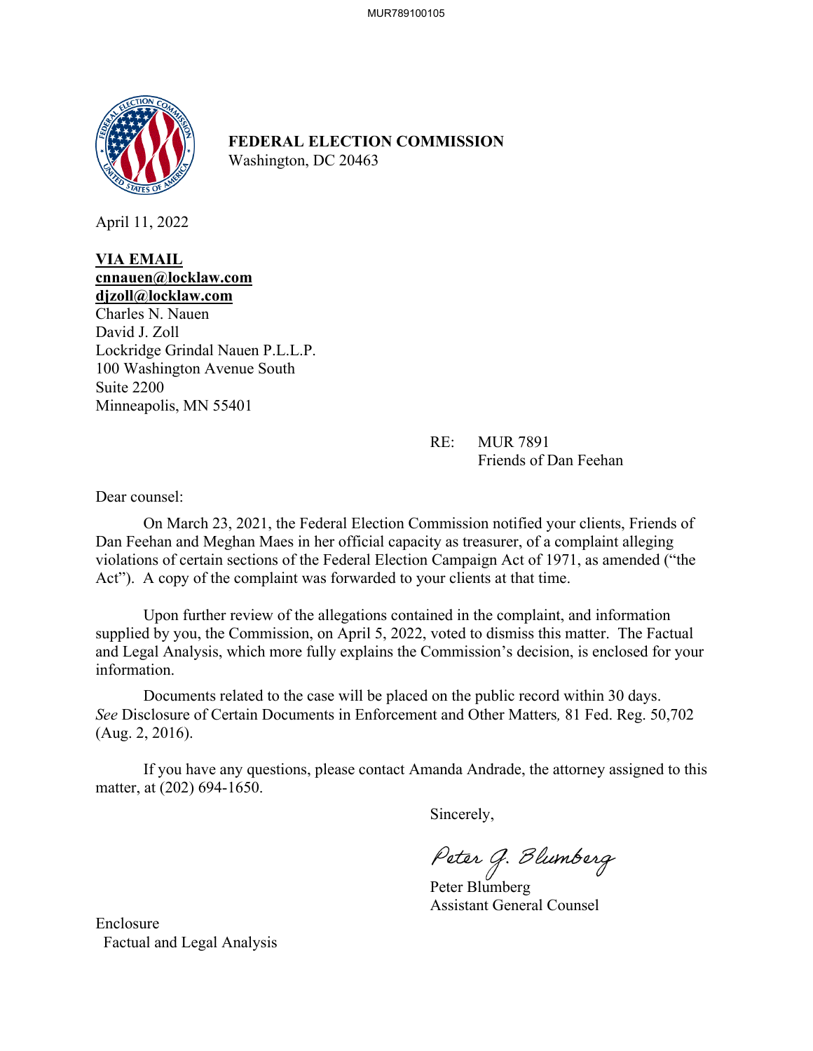**FEDERAL ELECTION COMMISSION**
Washington, DC 20463

April 11, 2022

**VIA EMAIL**
**cnnauen@locklaw.com**
**djzoll@locklaw.com**
Charles N. Nauen
David J. Zoll
Lockridge Grindal Nauen P.L.L.P.
100 Washington Avenue South
Suite 2200
Minneapolis, MN 55401

RE: MUR 7891
Friends of Dan Feehan

Dear counsel:

On March 23, 2021, the Federal Election Commission notified your clients, Friends of Dan Feehan and Meghan Maes in her official capacity as treasurer, of a complaint alleging violations of certain sections of the Federal Election Campaign Act of 1971, as amended ("the Act"). A copy of the complaint was forwarded to your clients at that time.

Upon further review of the allegations contained in the complaint, and information supplied by you, the Commission, on April 5, 2022, voted to dismiss this matter. The Factual and Legal Analysis, which more fully explains the Commission's decision, is enclosed for your information.

Documents related to the case will be placed on the public record within 30 days. *See* Disclosure of Certain Documents in Enforcement and Other Matters, 81 Fed. Reg. 50,702 (Aug. 2, 2016).

If you have any questions, please contact Amanda Andrade, the attorney assigned to this matter, at (202) 694-1650.

Sincerely,

Peter G. Blumberg

Peter Blumberg
Assistant General Counsel

Enclosure
Factual and Legal Analysis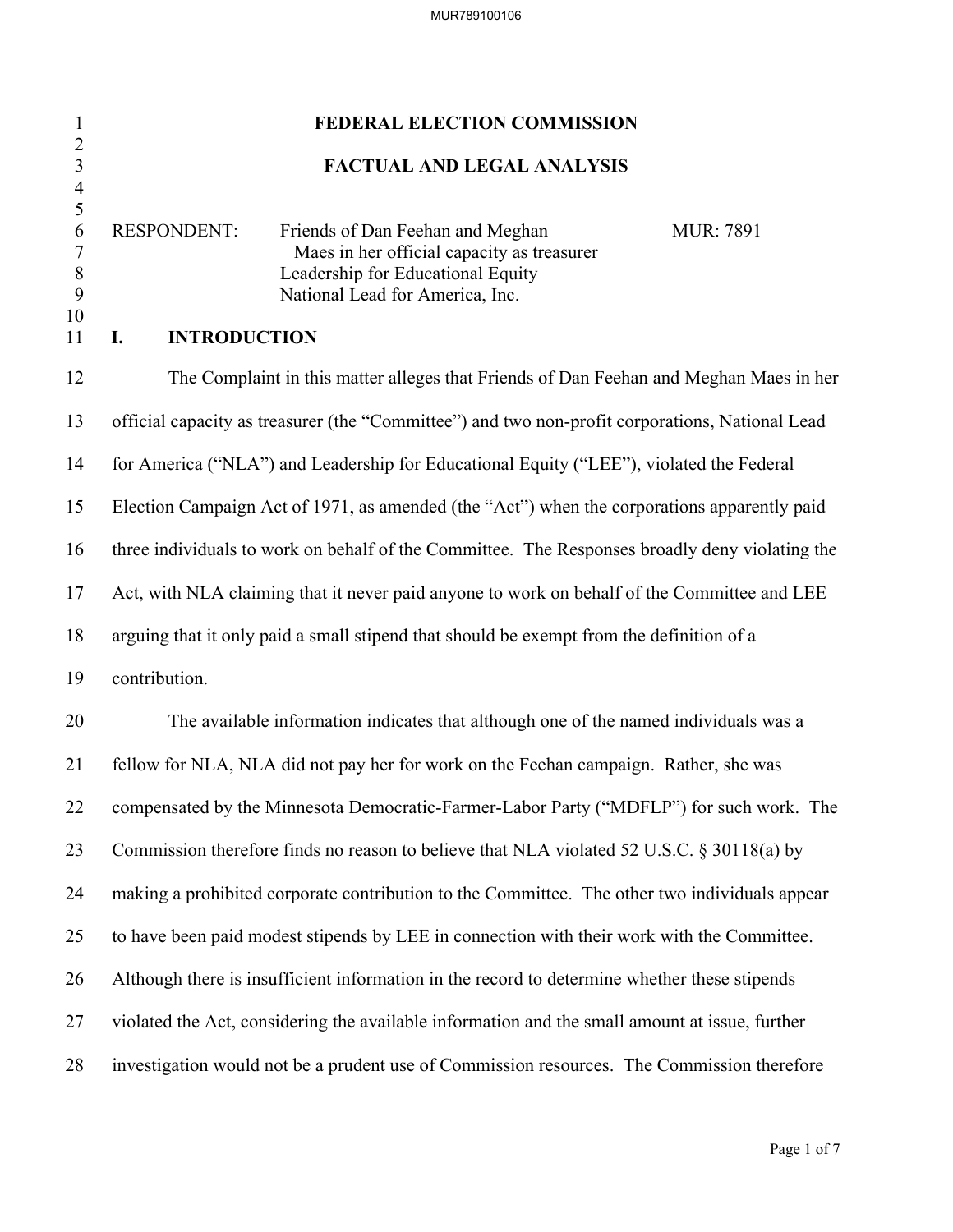# FEDERAL ELECTION COMMISSION

## FACTUAL AND LEGAL ANALYSIS

RESPONDENT: Friends of Dan Feehan and Meghan Maes in her official capacity as treasurer
Leadership for Educational Equity
National Lead for America, Inc.

MUR: 7891

## I. INTRODUCTION

The Complaint in this matter alleges that Friends of Dan Feehan and Meghan Maes in her official capacity as treasurer (the "Committee") and two non-profit corporations, National Lead for America ("NLA") and Leadership for Educational Equity ("LEE"), violated the Federal Election Campaign Act of 1971, as amended (the "Act") when the corporations apparently paid three individuals to work on behalf of the Committee. The Responses broadly deny violating the Act, with NLA claiming that it never paid anyone to work on behalf of the Committee and LEE arguing that it only paid a small stipend that should be exempt from the definition of a contribution.

The available information indicates that although one of the named individuals was a fellow for NLA, NLA did not pay her for work on the Feehan campaign. Rather, she was compensated by the Minnesota Democratic-Farmer-Labor Party ("MDFLP") for such work. The Commission therefore finds no reason to believe that NLA violated 52 U.S.C. § 30118(a) by making a prohibited corporate contribution to the Committee. The other two individuals appear to have been paid modest stipends by LEE in connection with their work with the Committee. Although there is insufficient information in the record to determine whether these stipends violated the Act, considering the available information and the small amount at issue, further investigation would not be a prudent use of Commission resources. The Commission therefore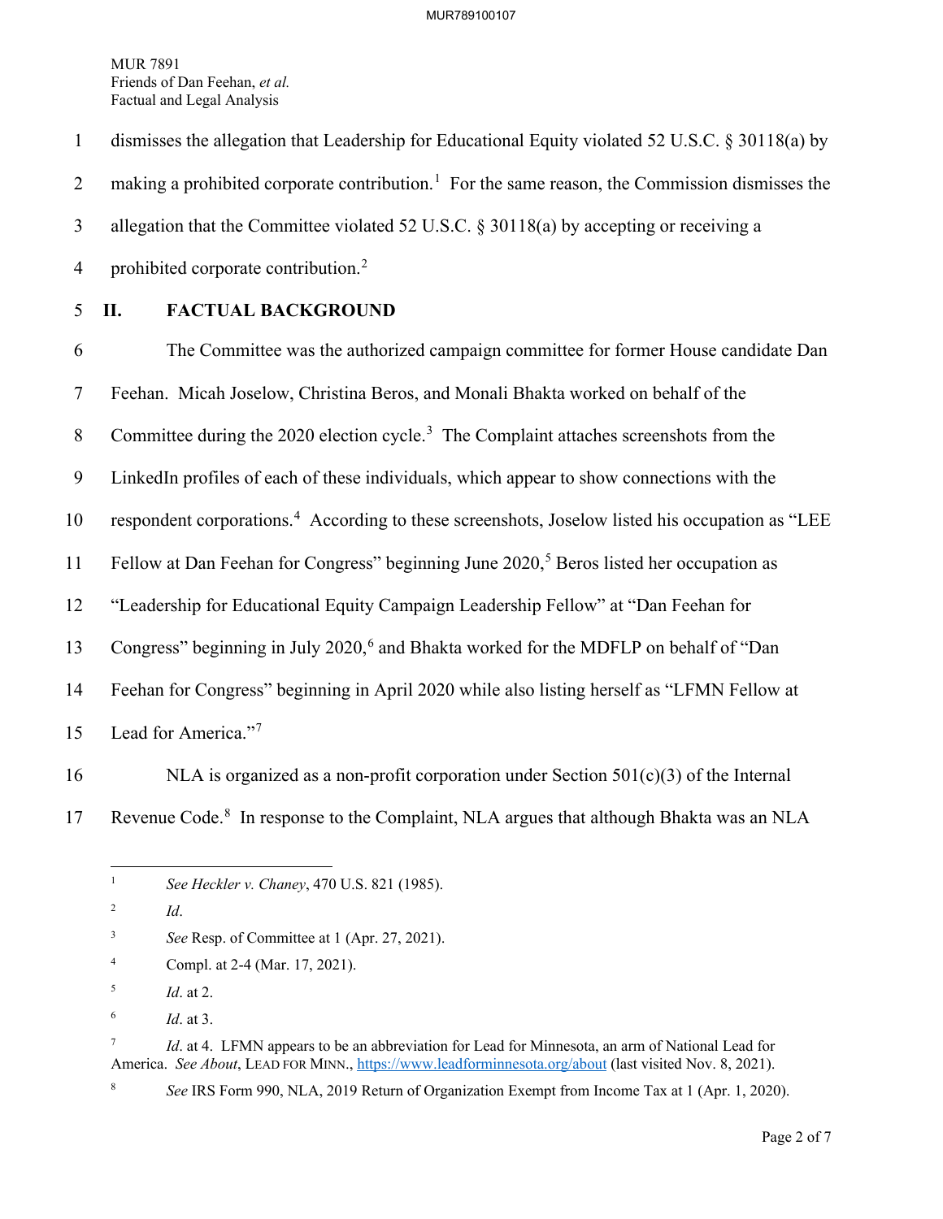dismisses the allegation that Leadership for Educational Equity violated 52 U.S.C. § 30118(a) by making a prohibited corporate contribution.[1] For the same reason, the Commission dismisses the allegation that the Committee violated 52 U.S.C. § 30118(a) by accepting or receiving a prohibited corporate contribution.[2]

## II. FACTUAL BACKGROUND

The Committee was the authorized campaign committee for former House candidate Dan Feehan. Micah Joselow, Christina Beros, and Monali Bhakta worked on behalf of the Committee during the 2020 election cycle.[3] The Complaint attaches screenshots from the LinkedIn profiles of each of these individuals, which appear to show connections with the respondent corporations.[4] According to these screenshots, Joselow listed his occupation as "LEE Fellow at Dan Feehan for Congress" beginning June 2020,[5] Beros listed her occupation as "Leadership for Educational Equity Campaign Leadership Fellow" at "Dan Feehan for Congress" beginning in July 2020,[6] and Bhakta worked for the MDFLP on behalf of "Dan Feehan for Congress" beginning in April 2020 while also listing herself as "LFMN Fellow at Lead for America."[7]

NLA is organized as a non-profit corporation under Section 501(c)(3) of the Internal Revenue Code.[8] In response to the Complaint, NLA argues that although Bhakta was an NLA

---

[1] *See Heckler v. Chaney*, 470 U.S. 821 (1985).

[2] *Id*.

[3] *See* Resp. of Committee at 1 (Apr. 27, 2021).

[4] Compl. at 2-4 (Mar. 17, 2021).

[5] *Id*. at 2.

[6] *Id*. at 3.

[7] *Id*. at 4. LFMN appears to be an abbreviation for Lead for Minnesota, an arm of National Lead for America. *See About*, LEAD FOR MINN., https://www.leadforminnesota.org/about (last visited Nov. 8, 2021).

[8] *See* IRS Form 990, NLA, 2019 Return of Organization Exempt from Income Tax at 1 (Apr. 1, 2020).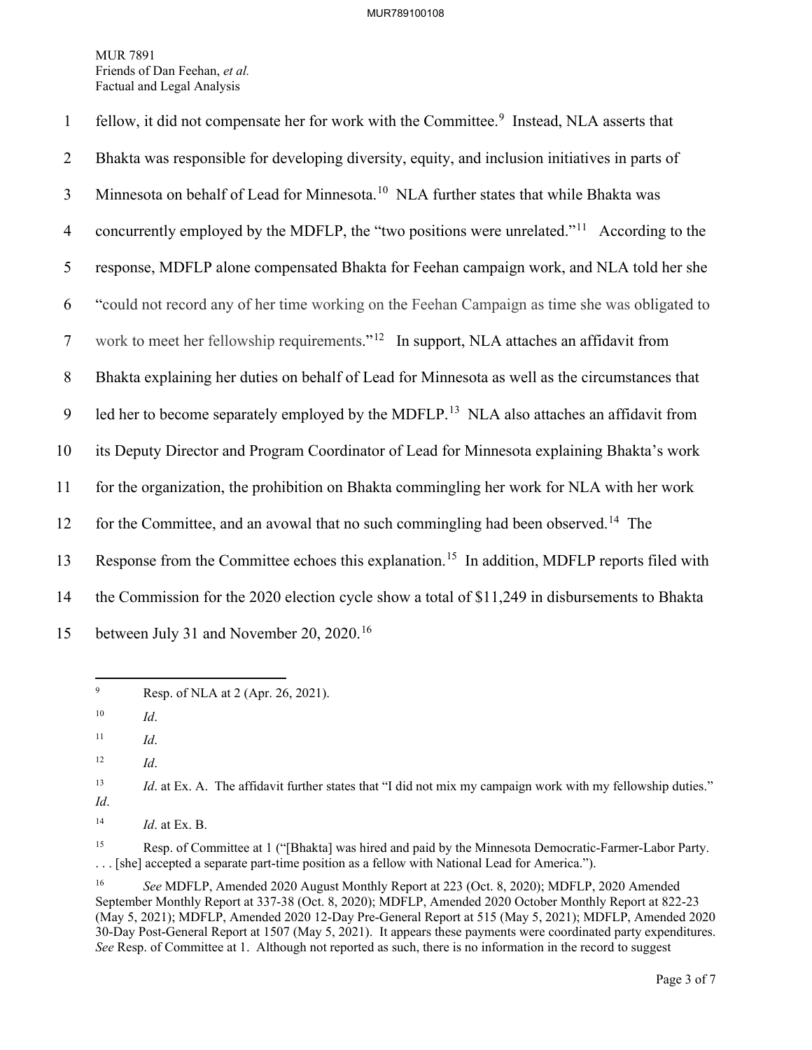fellow, it did not compensate her for work with the Committee.[9] Instead, NLA asserts that Bhakta was responsible for developing diversity, equity, and inclusion initiatives in parts of Minnesota on behalf of Lead for Minnesota.[10] NLA further states that while Bhakta was concurrently employed by the MDFLP, the "two positions were unrelated."[11] According to the response, MDFLP alone compensated Bhakta for Feehan campaign work, and NLA told her she "could not record any of her time working on the Feehan Campaign as time she was obligated to work to meet her fellowship requirements."[12] In support, NLA attaches an affidavit from Bhakta explaining her duties on behalf of Lead for Minnesota as well as the circumstances that led her to become separately employed by the MDFLP.[13] NLA also attaches an affidavit from its Deputy Director and Program Coordinator of Lead for Minnesota explaining Bhakta's work for the organization, the prohibition on Bhakta commingling her work for NLA with her work for the Committee, and an avowal that no such commingling had been observed.[14] The Response from the Committee echoes this explanation.[15] In addition, MDFLP reports filed with the Commission for the 2020 election cycle show a total of $11,249 in disbursements to Bhakta between July 31 and November 20, 2020.[16]

---

[9] Resp. of NLA at 2 (Apr. 26, 2021).

[10] *Id*.

[11] *Id*.

[12] *Id*.

[13] *Id*. at Ex. A. The affidavit further states that "I did not mix my campaign work with my fellowship duties." *Id*.

[14] *Id*. at Ex. B.

[15] Resp. of Committee at 1 ("[Bhakta] was hired and paid by the Minnesota Democratic-Farmer-Labor Party. . . . [she] accepted a separate part-time position as a fellow with National Lead for America.").

[16] *See* MDFLP, Amended 2020 August Monthly Report at 223 (Oct. 8, 2020); MDFLP, 2020 Amended September Monthly Report at 337-38 (Oct. 8, 2020); MDFLP, Amended 2020 October Monthly Report at 822-23 (May 5, 2021); MDFLP, Amended 2020 12-Day Pre-General Report at 515 (May 5, 2021); MDFLP, Amended 2020 30-Day Post-General Report at 1507 (May 5, 2021). It appears these payments were coordinated party expenditures. *See* Resp. of Committee at 1. Although not reported as such, there is no information in the record to suggest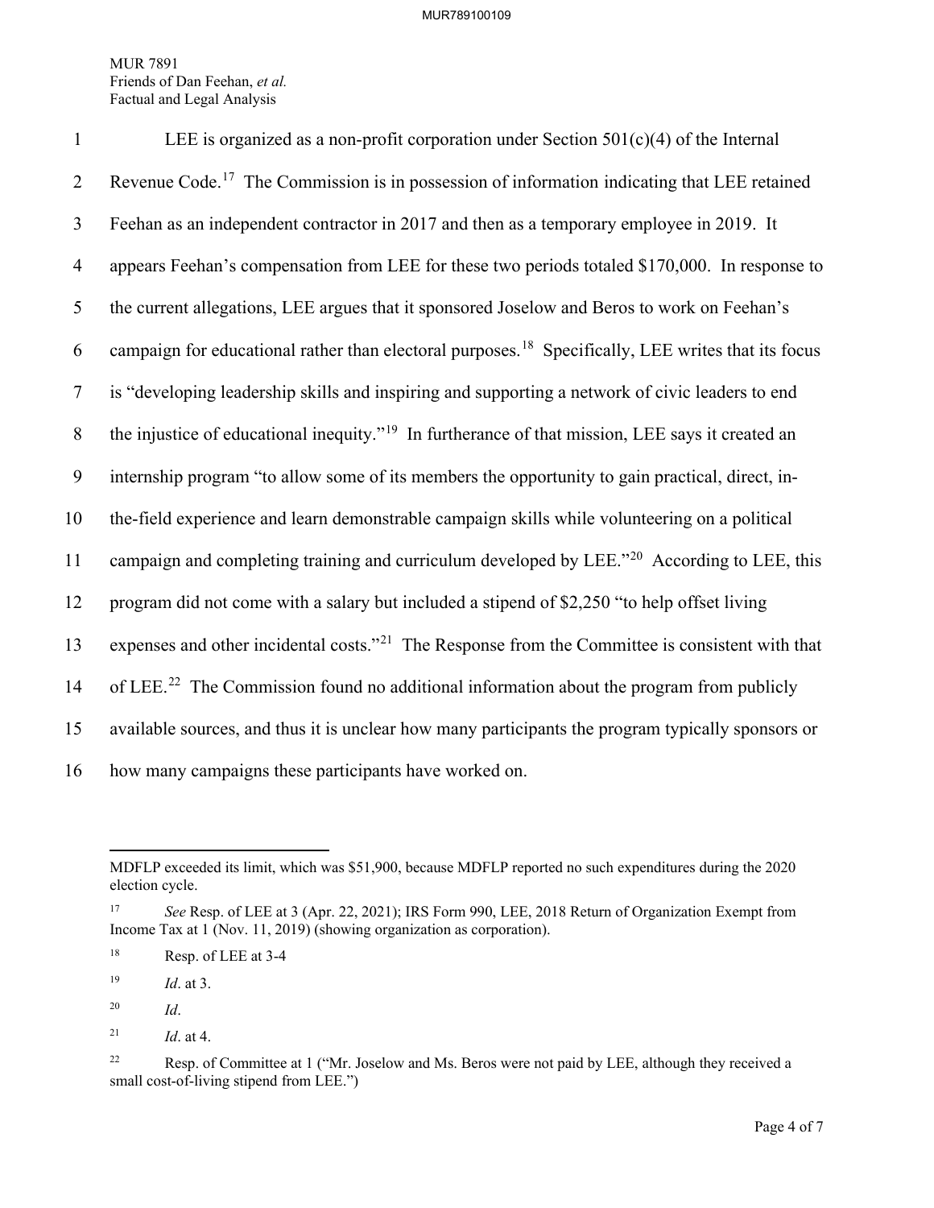LEE is organized as a non-profit corporation under Section 501(c)(4) of the Internal Revenue Code.[17] The Commission is in possession of information indicating that LEE retained Feehan as an independent contractor in 2017 and then as a temporary employee in 2019. It appears Feehan's compensation from LEE for these two periods totaled $170,000. In response to the current allegations, LEE argues that it sponsored Joselow and Beros to work on Feehan's campaign for educational rather than electoral purposes.[18] Specifically, LEE writes that its focus is "developing leadership skills and inspiring and supporting a network of civic leaders to end the injustice of educational inequity."[19] In furtherance of that mission, LEE says it created an internship program "to allow some of its members the opportunity to gain practical, direct, in-the-field experience and learn demonstrable campaign skills while volunteering on a political campaign and completing training and curriculum developed by LEE."[20] According to LEE, this program did not come with a salary but included a stipend of $2,250 "to help offset living expenses and other incidental costs."[21] The Response from the Committee is consistent with that of LEE.[22] The Commission found no additional information about the program from publicly available sources, and thus it is unclear how many participants the program typically sponsors or how many campaigns these participants have worked on.

---

MDFLP exceeded its limit, which was $51,900, because MDFLP reported no such expenditures during the 2020 election cycle.

[17] *See* Resp. of LEE at 3 (Apr. 22, 2021); IRS Form 990, LEE, 2018 Return of Organization Exempt from Income Tax at 1 (Nov. 11, 2019) (showing organization as corporation).

[18] Resp. of LEE at 3-4

[19] *Id*. at 3.

[20] *Id*.

[21] *Id*. at 4.

[22] Resp. of Committee at 1 ("Mr. Joselow and Ms. Beros were not paid by LEE, although they received a small cost-of-living stipend from LEE.")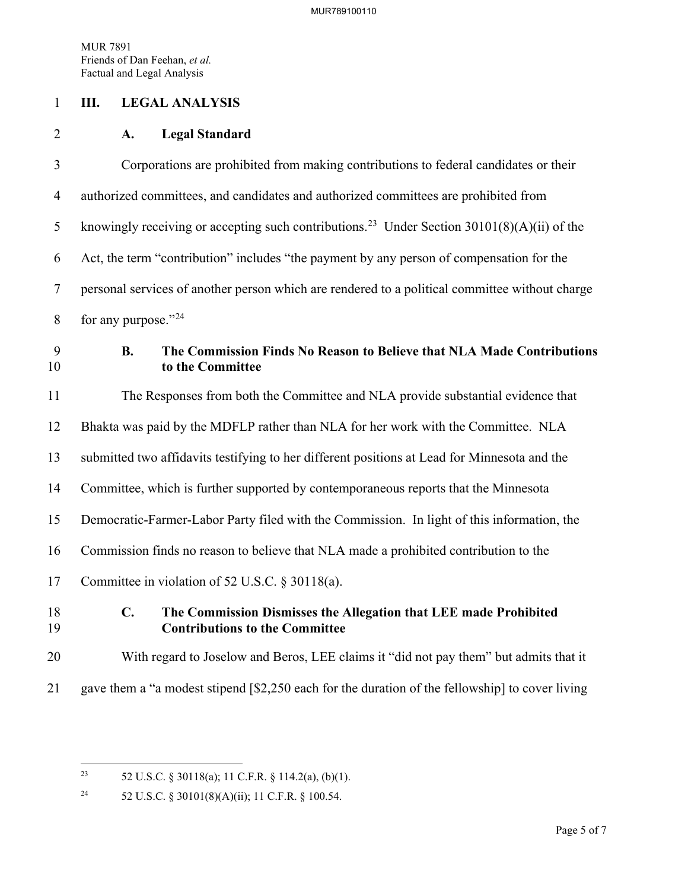MUR 7891
Friends of Dan Feehan, *et al.*
Factual and Legal Analysis

## III. LEGAL ANALYSIS

### A. Legal Standard

Corporations are prohibited from making contributions to federal candidates or their authorized committees, and candidates and authorized committees are prohibited from knowingly receiving or accepting such contributions.[23] Under Section 30101(8)(A)(ii) of the Act, the term "contribution" includes "the payment by any person of compensation for the personal services of another person which are rendered to a political committee without charge for any purpose."[24]

### B. The Commission Finds No Reason to Believe that NLA Made Contributions to the Committee

The Responses from both the Committee and NLA provide substantial evidence that Bhakta was paid by the MDFLP rather than NLA for her work with the Committee. NLA submitted two affidavits testifying to her different positions at Lead for Minnesota and the Committee, which is further supported by contemporaneous reports that the Minnesota Democratic-Farmer-Labor Party filed with the Commission. In light of this information, the Commission finds no reason to believe that NLA made a prohibited contribution to the Committee in violation of 52 U.S.C. § 30118(a).

### C. The Commission Dismisses the Allegation that LEE made Prohibited Contributions to the Committee

With regard to Joselow and Beros, LEE claims it "did not pay them" but admits that it gave them a "a modest stipend [$2,250 each for the duration of the fellowship] to cover living

---

[23] 52 U.S.C. § 30118(a); 11 C.F.R. § 114.2(a), (b)(1).

[24] 52 U.S.C. § 30101(8)(A)(ii); 11 C.F.R. § 100.54.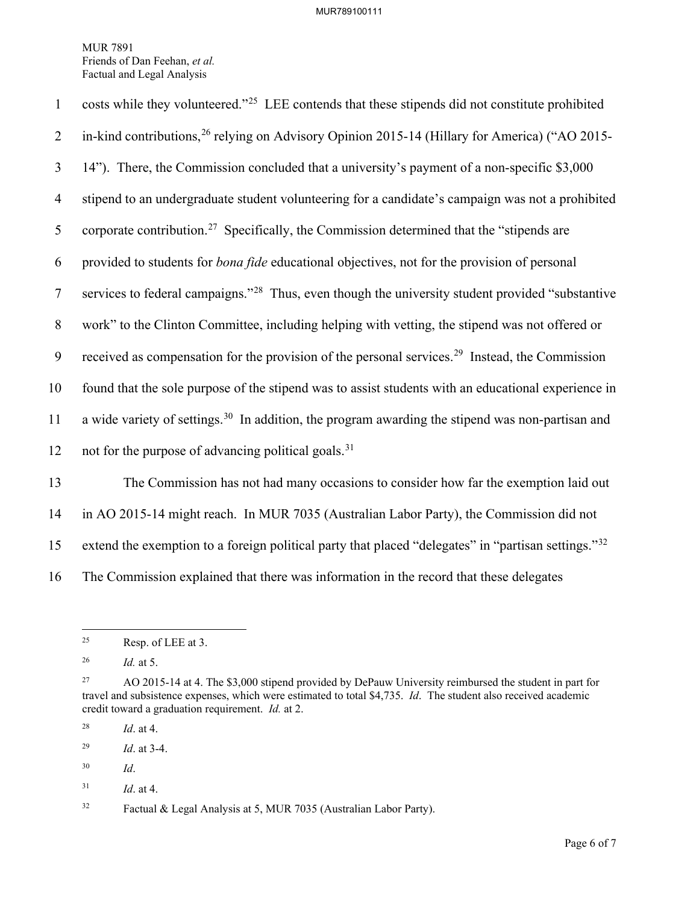costs while they volunteered."[25] LEE contends that these stipends did not constitute prohibited in-kind contributions,[26] relying on Advisory Opinion 2015-14 (Hillary for America) ("AO 2015-14"). There, the Commission concluded that a university's payment of a non-specific $3,000 stipend to an undergraduate student volunteering for a candidate's campaign was not a prohibited corporate contribution.[27] Specifically, the Commission determined that the "stipends are provided to students for *bona fide* educational objectives, not for the provision of personal services to federal campaigns."[28] Thus, even though the university student provided "substantive work" to the Clinton Committee, including helping with vetting, the stipend was not offered or received as compensation for the provision of the personal services.[29] Instead, the Commission found that the sole purpose of the stipend was to assist students with an educational experience in a wide variety of settings.[30] In addition, the program awarding the stipend was non-partisan and not for the purpose of advancing political goals.[31]

The Commission has not had many occasions to consider how far the exemption laid out in AO 2015-14 might reach. In MUR 7035 (Australian Labor Party), the Commission did not extend the exemption to a foreign political party that placed "delegates" in "partisan settings."[32] The Commission explained that there was information in the record that these delegates

---

[25] Resp. of LEE at 3.

[26] *Id.* at 5.

[27] AO 2015-14 at 4. The $3,000 stipend provided by DePauw University reimbursed the student in part for travel and subsistence expenses, which were estimated to total $4,735. *Id*. The student also received academic credit toward a graduation requirement. *Id.* at 2.

[28] *Id*. at 4.

[29] *Id*. at 3-4.

[30] *Id*.

[31] *Id*. at 4.

[32] Factual & Legal Analysis at 5, MUR 7035 (Australian Labor Party).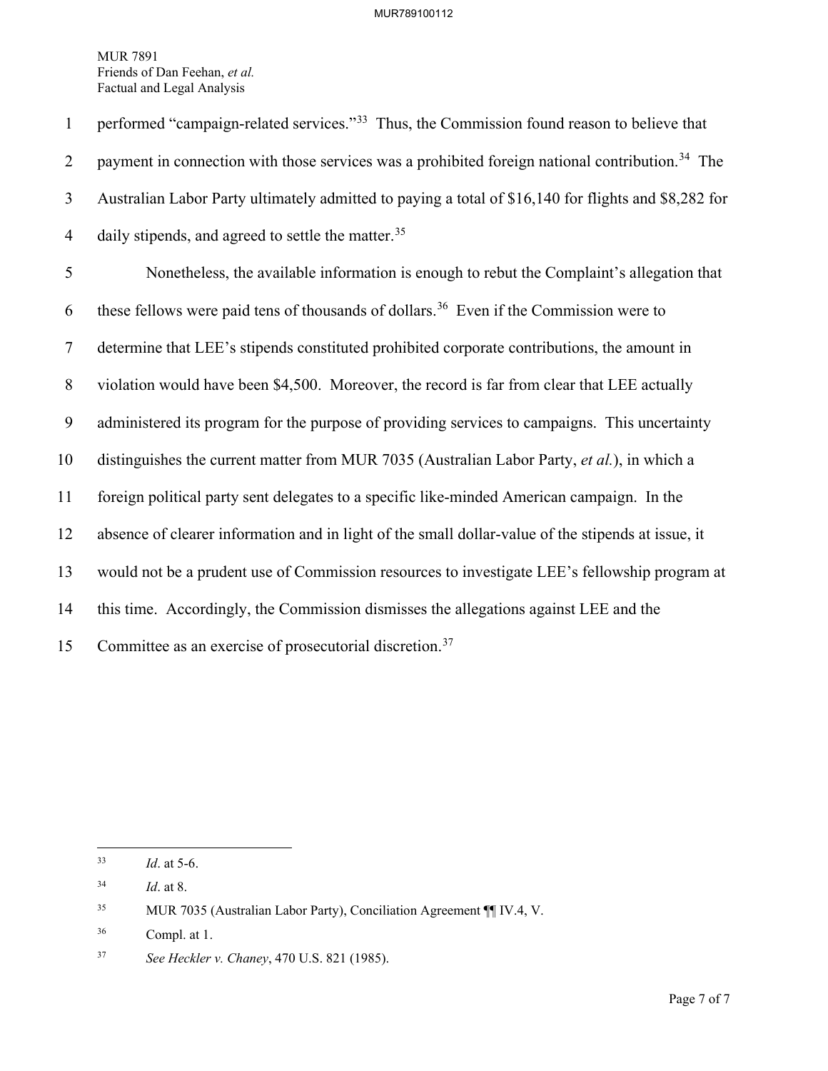performed "campaign-related services."[33] Thus, the Commission found reason to believe that payment in connection with those services was a prohibited foreign national contribution.[34] The Australian Labor Party ultimately admitted to paying a total of $16,140 for flights and $8,282 for daily stipends, and agreed to settle the matter.[35]

Nonetheless, the available information is enough to rebut the Complaint's allegation that these fellows were paid tens of thousands of dollars.[36] Even if the Commission were to determine that LEE's stipends constituted prohibited corporate contributions, the amount in violation would have been $4,500. Moreover, the record is far from clear that LEE actually administered its program for the purpose of providing services to campaigns. This uncertainty distinguishes the current matter from MUR 7035 (Australian Labor Party, *et al.*), in which a foreign political party sent delegates to a specific like-minded American campaign. In the absence of clearer information and in light of the small dollar-value of the stipends at issue, it would not be a prudent use of Commission resources to investigate LEE's fellowship program at this time. Accordingly, the Commission dismisses the allegations against LEE and the Committee as an exercise of prosecutorial discretion.[37]

---

[33] *Id*. at 5-6.

[34] *Id*. at 8.

[35] MUR 7035 (Australian Labor Party), Conciliation Agreement ¶¶ IV.4, V.

[36] Compl. at 1.

[37] *See Heckler v. Chaney*, 470 U.S. 821 (1985).